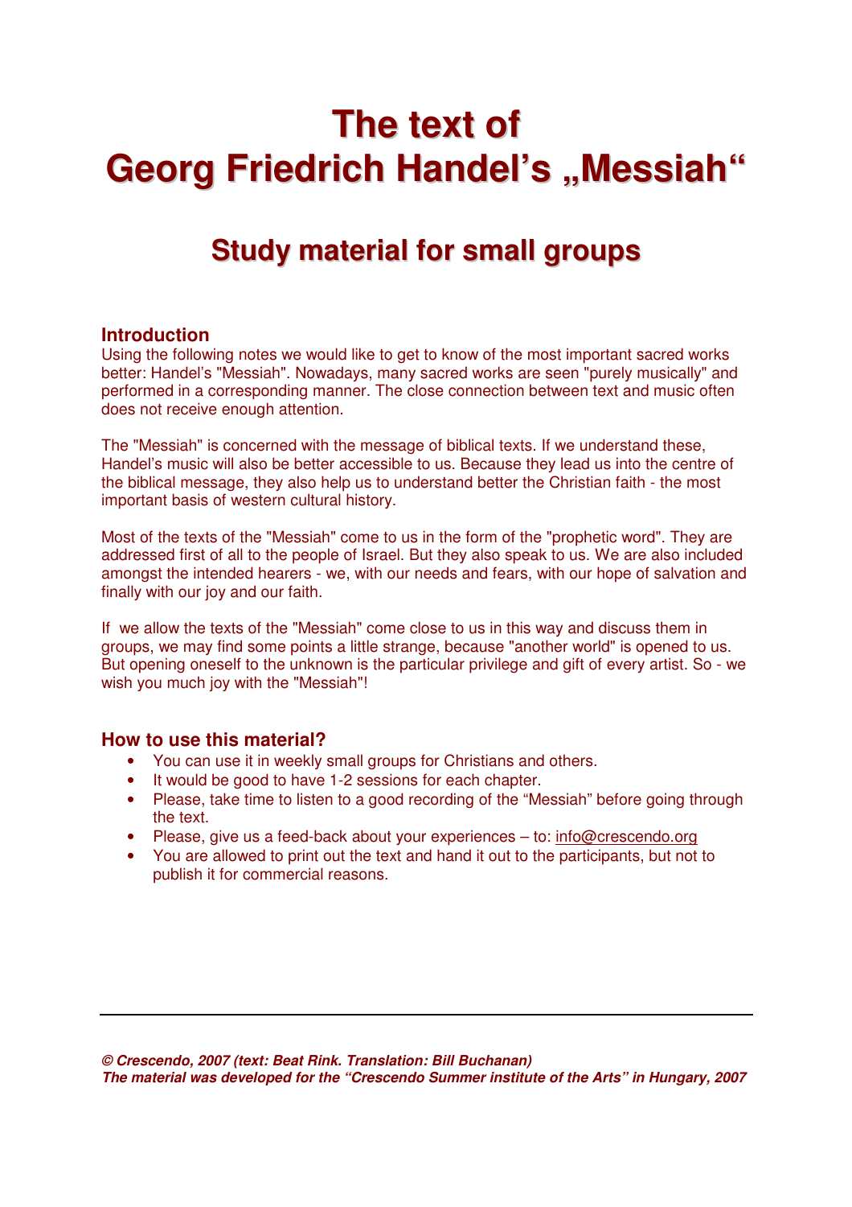# The text of Georg Friedrich Handel's „Messiah"

## Study material for small groups

### Introduction

Using the following notes we would like to get to know of the most important sacred works better: Handel's "Messiah". Nowadays, many sacred works are seen "purely musically" and performed in a corresponding manner. The close connection between text and music often does not receive enough attention.

The "Messiah" is concerned with the message of biblical texts. If we understand these, Handel's music will also be better accessible to us. Because they lead us into the centre of the biblical message, they also help us to understand better the Christian faith - the most important basis of western cultural history.

Most of the texts of the "Messiah" come to us in the form of the "prophetic word". They are addressed first of all to the people of Israel. But they also speak to us. We are also included amongst the intended hearers - we, with our needs and fears, with our hope of salvation and finally with our joy and our faith.

If we allow the texts of the "Messiah" come close to us in this way and discuss them in groups, we may find some points a little strange, because "another world" is opened to us. But opening oneself to the unknown is the particular privilege and gift of every artist. So - we wish you much joy with the "Messiah"!

### How to use this material?

- You can use it in weekly small groups for Christians and others.
- It would be good to have 1-2 sessions for each chapter.
- Please, take time to listen to a good recording of the "Messiah" before going through the text.
- Please, give us a feed-back about your experiences – to: info@crescendo.org
- You are allowed to print out the text and hand it out to the participants, but not to publish it for commercial reasons.

---

***© Crescendo, 2007 (text: Beat Rink. Translation: Bill Buchanan)***
***The material was developed for the "Crescendo Summer institute of the Arts" in Hungary, 2007***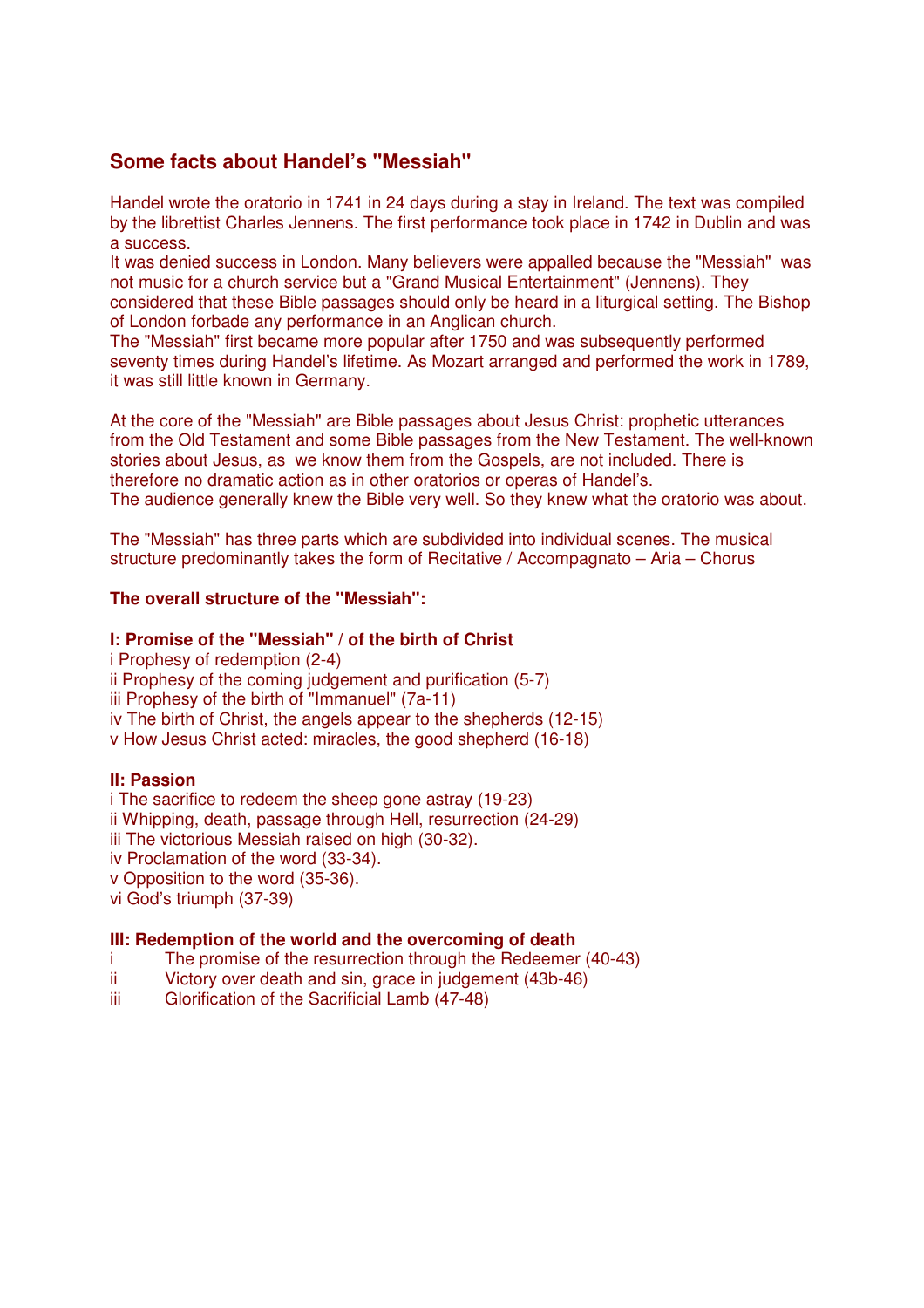## Some facts about Handel's "Messiah"

Handel wrote the oratorio in 1741 in 24 days during a stay in Ireland. The text was compiled by the librettist Charles Jennens. The first performance took place in 1742 in Dublin and was a success.
It was denied success in London. Many believers were appalled because the "Messiah" was not music for a church service but a "Grand Musical Entertainment" (Jennens). They considered that these Bible passages should only be heard in a liturgical setting. The Bishop of London forbade any performance in an Anglican church.
The "Messiah" first became more popular after 1750 and was subsequently performed seventy times during Handel's lifetime. As Mozart arranged and performed the work in 1789, it was still little known in Germany.

At the core of the "Messiah" are Bible passages about Jesus Christ: prophetic utterances from the Old Testament and some Bible passages from the New Testament. The well-known stories about Jesus, as we know them from the Gospels, are not included. There is therefore no dramatic action as in other oratorios or operas of Handel's.
The audience generally knew the Bible very well. So they knew what the oratorio was about.

The "Messiah" has three parts which are subdivided into individual scenes. The musical structure predominantly takes the form of Recitative / Accompagnato – Aria – Chorus

**The overall structure of the "Messiah":**

**I: Promise of the "Messiah" / of the birth of Christ**
i Prophesy of redemption (2-4)
ii Prophesy of the coming judgement and purification (5-7)
iii Prophesy of the birth of "Immanuel" (7a-11)
iv The birth of Christ, the angels appear to the shepherds (12-15)
v How Jesus Christ acted: miracles, the good shepherd (16-18)

**II: Passion**
i The sacrifice to redeem the sheep gone astray (19-23)
ii Whipping, death, passage through Hell, resurrection (24-29)
iii The victorious Messiah raised on high (30-32).
iv Proclamation of the word (33-34).
v Opposition to the word (35-36).
vi God's triumph (37-39)

**III: Redemption of the world and the overcoming of death**
i The promise of the resurrection through the Redeemer (40-43)
ii Victory over death and sin, grace in judgement (43b-46)
iii Glorification of the Sacrificial Lamb (47-48)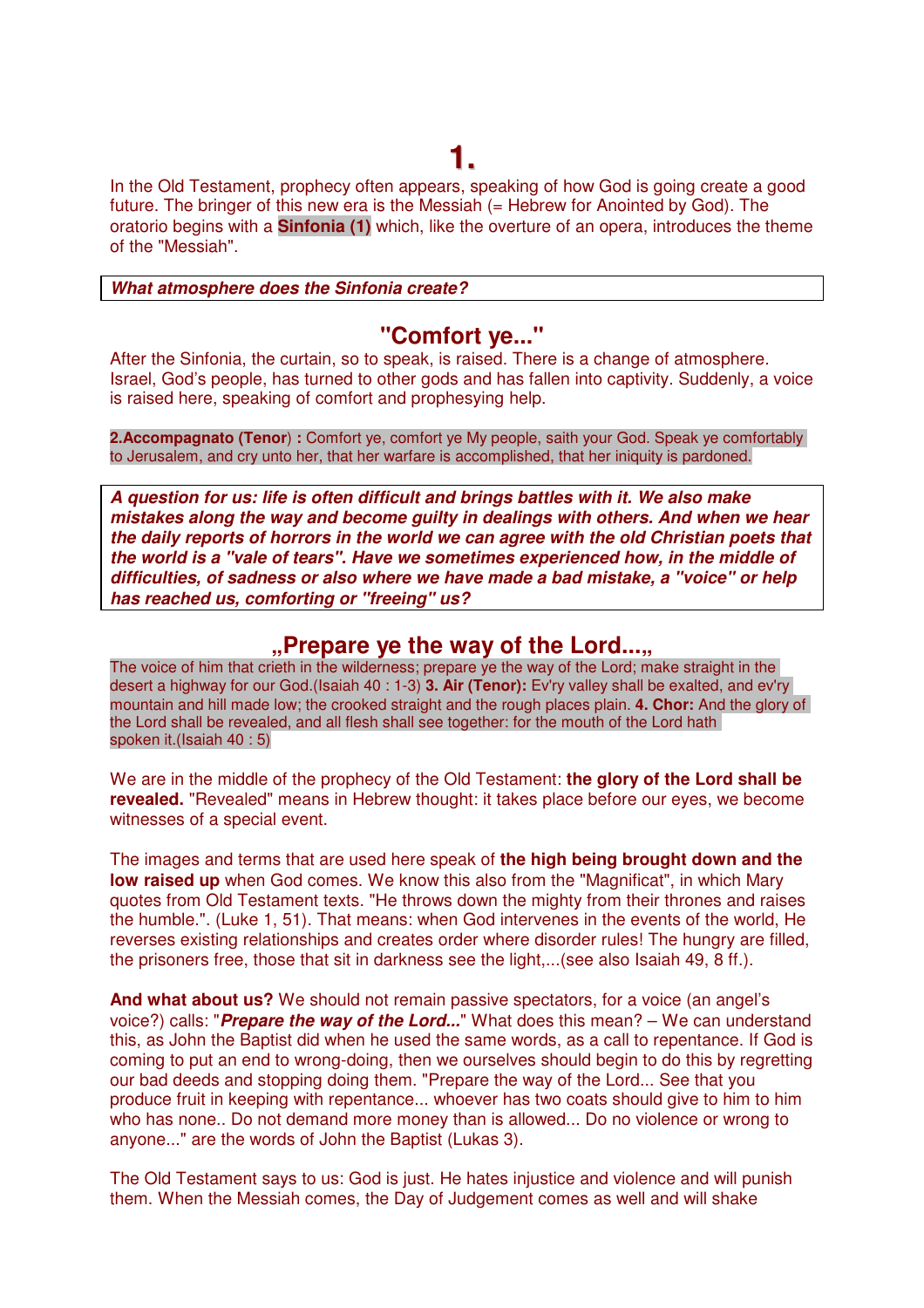# 1.

In the Old Testament, prophecy often appears, speaking of how God is going create a good future. The bringer of this new era is the Messiah (= Hebrew for Anointed by God). The oratorio begins with a **Sinfonia (1)** which, like the overture of an opera, introduces the theme of the "Messiah".

***What atmosphere does the Sinfonia create?***

## "Comfort ye..."

After the Sinfonia, the curtain, so to speak, is raised. There is a change of atmosphere. Israel, God's people, has turned to other gods and has fallen into captivity. Suddenly, a voice is raised here, speaking of comfort and prophesying help.

**2.Accompagnato (Tenor) :** Comfort ye, comfort ye My people, saith your God. Speak ye comfortably to Jerusalem, and cry unto her, that her warfare is accomplished, that her iniquity is pardoned.

***A question for us: life is often difficult and brings battles with it. We also make mistakes along the way and become guilty in dealings with others. And when we hear the daily reports of horrors in the world we can agree with the old Christian poets that the world is a "vale of tears". Have we sometimes experienced how, in the middle of difficulties, of sadness or also where we have made a bad mistake, a "voice" or help has reached us, comforting or "freeing" us?***

## „Prepare ye the way of the Lord...„

The voice of him that crieth in the wilderness; prepare ye the way of the Lord; make straight in the desert a highway for our God.(Isaiah 40 : 1-3) **3. Air (Tenor):** Ev'ry valley shall be exalted, and ev'ry mountain and hill made low; the crooked straight and the rough places plain. **4. Chor:** And the glory of the Lord shall be revealed, and all flesh shall see together: for the mouth of the Lord hath spoken it.(Isaiah 40 : 5)

We are in the middle of the prophecy of the Old Testament: **the glory of the Lord shall be revealed.** "Revealed" means in Hebrew thought: it takes place before our eyes, we become witnesses of a special event.

The images and terms that are used here speak of **the high being brought down and the low raised up** when God comes. We know this also from the "Magnificat", in which Mary quotes from Old Testament texts. "He throws down the mighty from their thrones and raises the humble.". (Luke 1, 51). That means: when God intervenes in the events of the world, He reverses existing relationships and creates order where disorder rules! The hungry are filled, the prisoners free, those that sit in darkness see the light,...(see also Isaiah 49, 8 ff.).

**And what about us?** We should not remain passive spectators, for a voice (an angel's voice?) calls: "***Prepare the way of the Lord...***" What does this mean? – We can understand this, as John the Baptist did when he used the same words, as a call to repentance. If God is coming to put an end to wrong-doing, then we ourselves should begin to do this by regretting our bad deeds and stopping doing them. "Prepare the way of the Lord... See that you produce fruit in keeping with repentance... whoever has two coats should give to him to him who has none.. Do not demand more money than is allowed... Do no violence or wrong to anyone..." are the words of John the Baptist (Lukas 3).

The Old Testament says to us: God is just. He hates injustice and violence and will punish them. When the Messiah comes, the Day of Judgement comes as well and will shake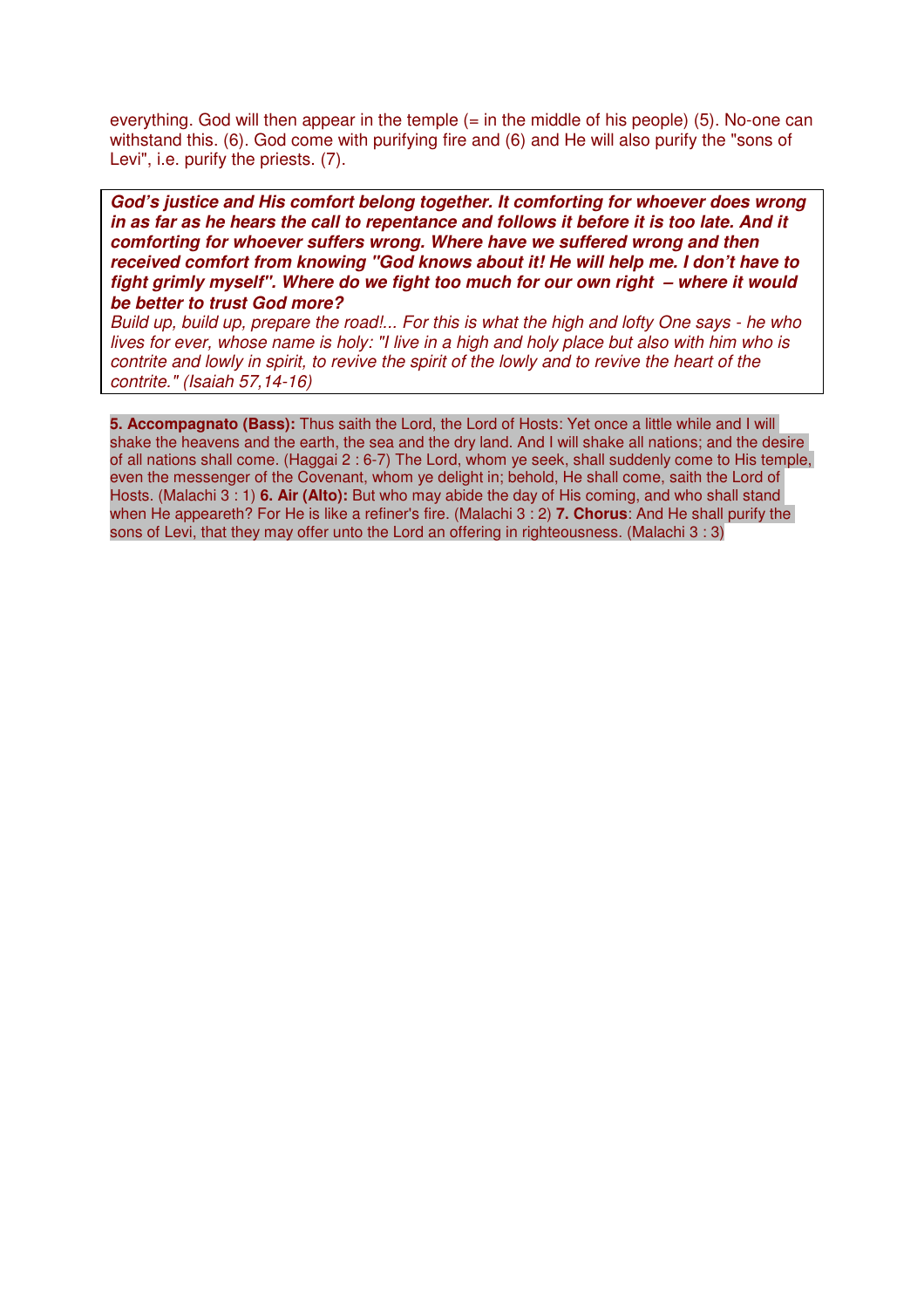everything. God will then appear in the temple (= in the middle of his people) (5). No-one can withstand this. (6). God come with purifying fire and (6) and He will also purify the "sons of Levi", i.e. purify the priests. (7).

***God's justice and His comfort belong together. It comforting for whoever does wrong in as far as he hears the call to repentance and follows it before it is too late. And it comforting for whoever suffers wrong. Where have we suffered wrong and then received comfort from knowing "God knows about it! He will help me. I don't have to fight grimly myself". Where do we fight too much for our own right – where it would be better to trust God more?***

*Build up, build up, prepare the road!... For this is what the high and lofty One says - he who lives for ever, whose name is holy: "I live in a high and holy place but also with him who is contrite and lowly in spirit, to revive the spirit of the lowly and to revive the heart of the contrite." (Isaiah 57,14-16)*

**5. Accompagnato (Bass):** Thus saith the Lord, the Lord of Hosts: Yet once a little while and I will shake the heavens and the earth, the sea and the dry land. And I will shake all nations; and the desire of all nations shall come. (Haggai 2 : 6-7) The Lord, whom ye seek, shall suddenly come to His temple, even the messenger of the Covenant, whom ye delight in; behold, He shall come, saith the Lord of Hosts. (Malachi 3 : 1) **6. Air (Alto):** But who may abide the day of His coming, and who shall stand when He appeareth? For He is like a refiner's fire. (Malachi 3 : 2) **7. Chorus**: And He shall purify the sons of Levi, that they may offer unto the Lord an offering in righteousness. (Malachi 3 : 3)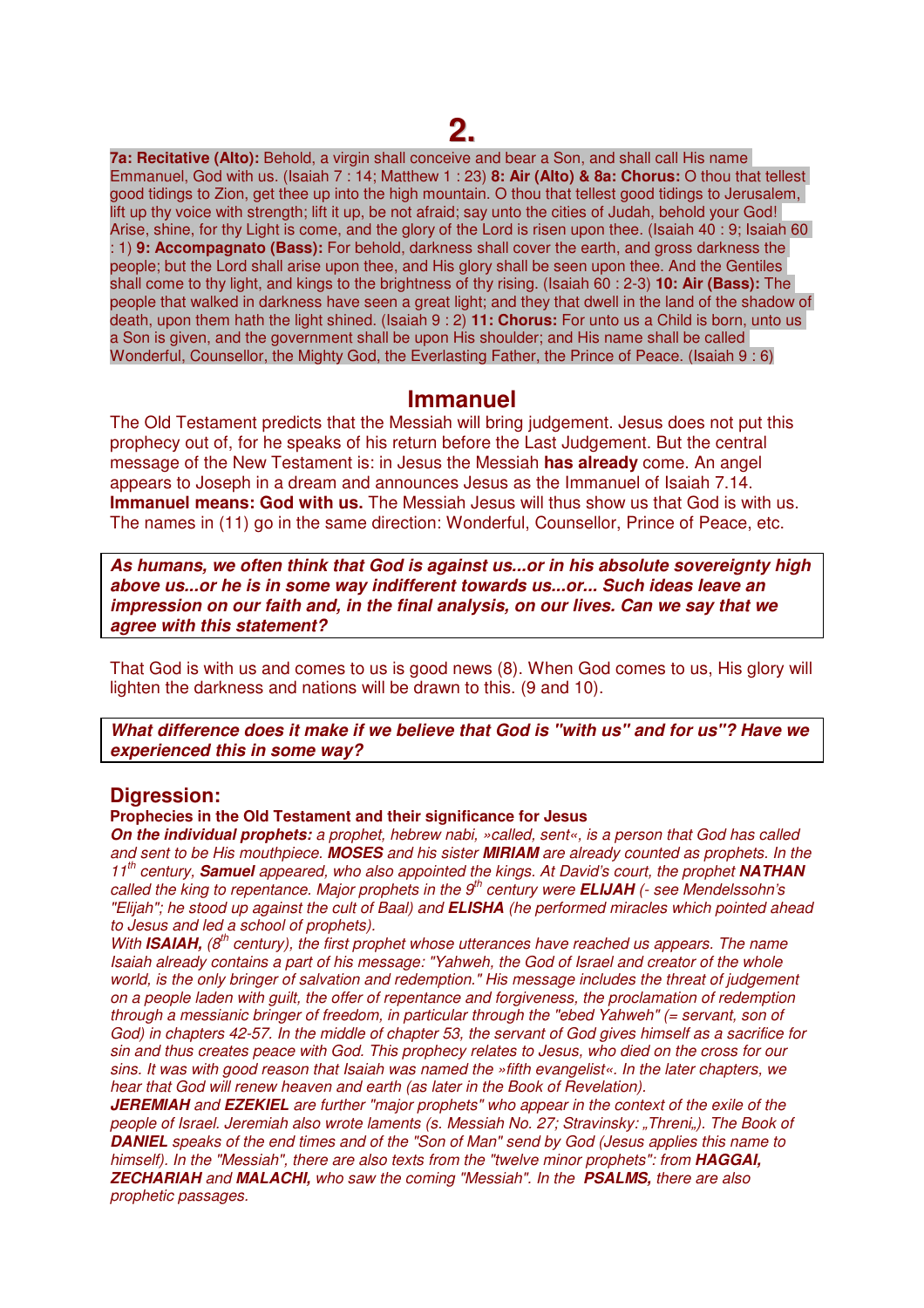# 2.

**7a: Recitative (Alto):** Behold, a virgin shall conceive and bear a Son, and shall call His name Emmanuel, God with us. (Isaiah 7 : 14; Matthew 1 : 23) **8: Air (Alto) & 8a: Chorus:** O thou that tellest good tidings to Zion, get thee up into the high mountain. O thou that tellest good tidings to Jerusalem, lift up thy voice with strength; lift it up, be not afraid; say unto the cities of Judah, behold your God! Arise, shine, for thy Light is come, and the glory of the Lord is risen upon thee. (Isaiah 40 : 9; Isaiah 60 : 1) **9: Accompagnato (Bass):** For behold, darkness shall cover the earth, and gross darkness the people; but the Lord shall arise upon thee, and His glory shall be seen upon thee. And the Gentiles shall come to thy light, and kings to the brightness of thy rising. (Isaiah 60 : 2-3) **10: Air (Bass):** The people that walked in darkness have seen a great light; and they that dwell in the land of the shadow of death, upon them hath the light shined. (Isaiah 9 : 2) **11: Chorus:** For unto us a Child is born, unto us a Son is given, and the government shall be upon His shoulder; and His name shall be called Wonderful, Counsellor, the Mighty God, the Everlasting Father, the Prince of Peace. (Isaiah 9 : 6)

## Immanuel

The Old Testament predicts that the Messiah will bring judgement. Jesus does not put this prophecy out of, for he speaks of his return before the Last Judgement. But the central message of the New Testament is: in Jesus the Messiah **has already** come. An angel appears to Joseph in a dream and announces Jesus as the Immanuel of Isaiah 7.14. **Immanuel means: God with us.** The Messiah Jesus will thus show us that God is with us. The names in (11) go in the same direction: Wonderful, Counsellor, Prince of Peace, etc.

***As humans, we often think that God is against us...or in his absolute sovereignty high above us...or he is in some way indifferent towards us...or... Such ideas leave an impression on our faith and, in the final analysis, on our lives. Can we say that we agree with this statement?***

That God is with us and comes to us is good news (8). When God comes to us, His glory will lighten the darkness and nations will be drawn to this. (9 and 10).

***What difference does it make if we believe that God is "with us" and for us"? Have we experienced this in some way?***

## Digression:

**Prophecies in the Old Testament and their significance for Jesus**

***On the individual prophets:*** *a prophet, hebrew nabi, »called, sent«, is a person that God has called and sent to be His mouthpiece.* ***MOSES*** *and his sister* ***MIRIAM*** *are already counted as prophets. In the 11th century,* ***Samuel*** *appeared, who also appointed the kings. At David's court, the prophet* ***NATHAN*** *called the king to repentance. Major prophets in the 9th century were* ***ELIJAH*** *(- see Mendelssohn's "Elijah"; he stood up against the cult of Baal) and* ***ELISHA*** *(he performed miracles which pointed ahead to Jesus and led a school of prophets).*

*With* ***ISAIAH,*** *(8th century), the first prophet whose utterances have reached us appears. The name Isaiah already contains a part of his message: "Yahweh, the God of Israel and creator of the whole world, is the only bringer of salvation and redemption." His message includes the threat of judgement on a people laden with guilt, the offer of repentance and forgiveness, the proclamation of redemption through a messianic bringer of freedom, in particular through the "ebed Yahweh" (= servant, son of God) in chapters 42-57. In the middle of chapter 53, the servant of God gives himself as a sacrifice for sin and thus creates peace with God. This prophecy relates to Jesus, who died on the cross for our sins. It was with good reason that Isaiah was named the »fifth evangelist«. In the later chapters, we hear that God will renew heaven and earth (as later in the Book of Revelation).*

***JEREMIAH*** *and* ***EZEKIEL*** *are further "major prophets" who appear in the context of the exile of the people of Israel. Jeremiah also wrote laments (s. Messiah No. 27; Stravinsky: „Threni„). The Book of* ***DANIEL*** *speaks of the end times and of the "Son of Man" send by God (Jesus applies this name to himself). In the "Messiah", there are also texts from the "twelve minor prophets": from* ***HAGGAI, ZECHARIAH*** *and* ***MALACHI,*** *who saw the coming "Messiah". In the* ***PSALMS,*** *there are also prophetic passages.*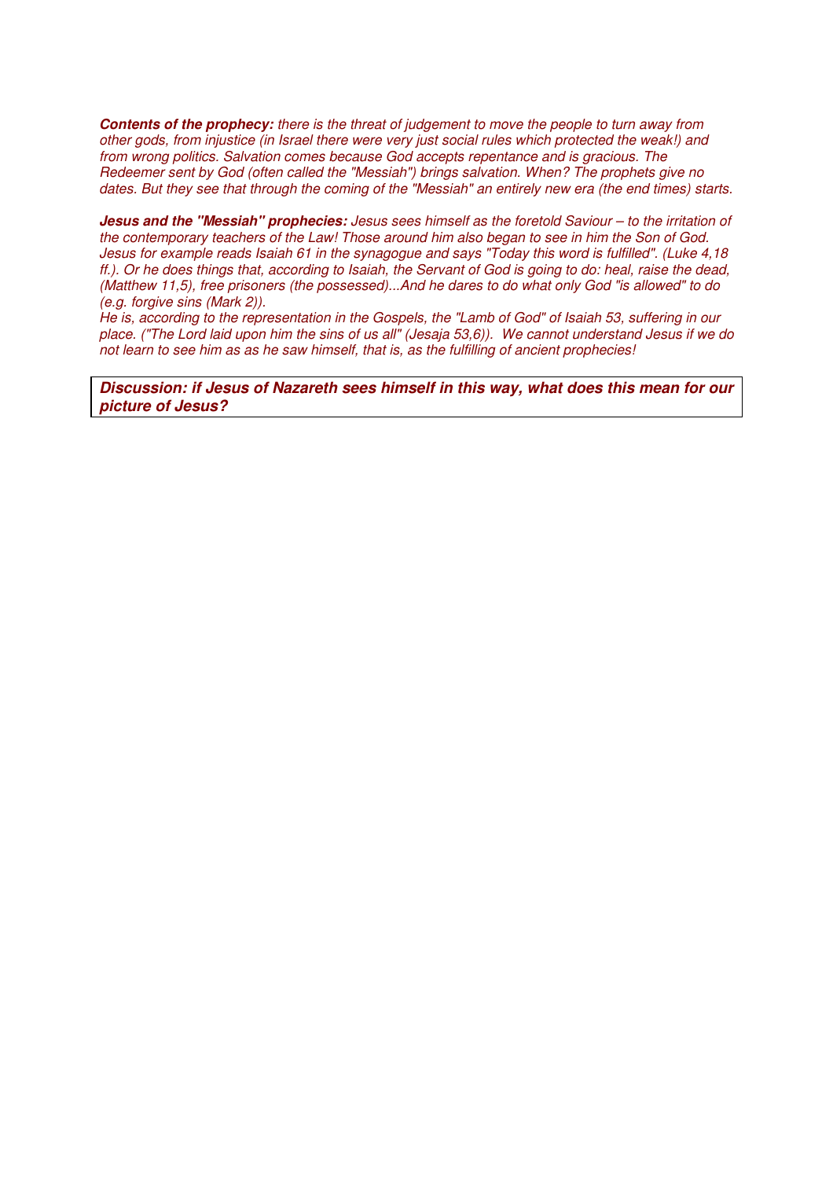***Contents of the prophecy:*** *there is the threat of judgement to move the people to turn away from other gods, from injustice (in Israel there were very just social rules which protected the weak!) and from wrong politics. Salvation comes because God accepts repentance and is gracious. The Redeemer sent by God (often called the "Messiah") brings salvation. When? The prophets give no dates. But they see that through the coming of the "Messiah" an entirely new era (the end times) starts.*

***Jesus and the "Messiah" prophecies:*** *Jesus sees himself as the foretold Saviour – to the irritation of the contemporary teachers of the Law! Those around him also began to see in him the Son of God. Jesus for example reads Isaiah 61 in the synagogue and says "Today this word is fulfilled". (Luke 4,18 ff.). Or he does things that, according to Isaiah, the Servant of God is going to do: heal, raise the dead, (Matthew 11,5), free prisoners (the possessed)...And he dares to do what only God "is allowed" to do (e.g. forgive sins (Mark 2)).*

*He is, according to the representation in the Gospels, the "Lamb of God" of Isaiah 53, suffering in our place. ("The Lord laid upon him the sins of us all" (Jesaja 53,6)). We cannot understand Jesus if we do not learn to see him as as he saw himself, that is, as the fulfilling of ancient prophecies!*

***Discussion: if Jesus of Nazareth sees himself in this way, what does this mean for our picture of Jesus?***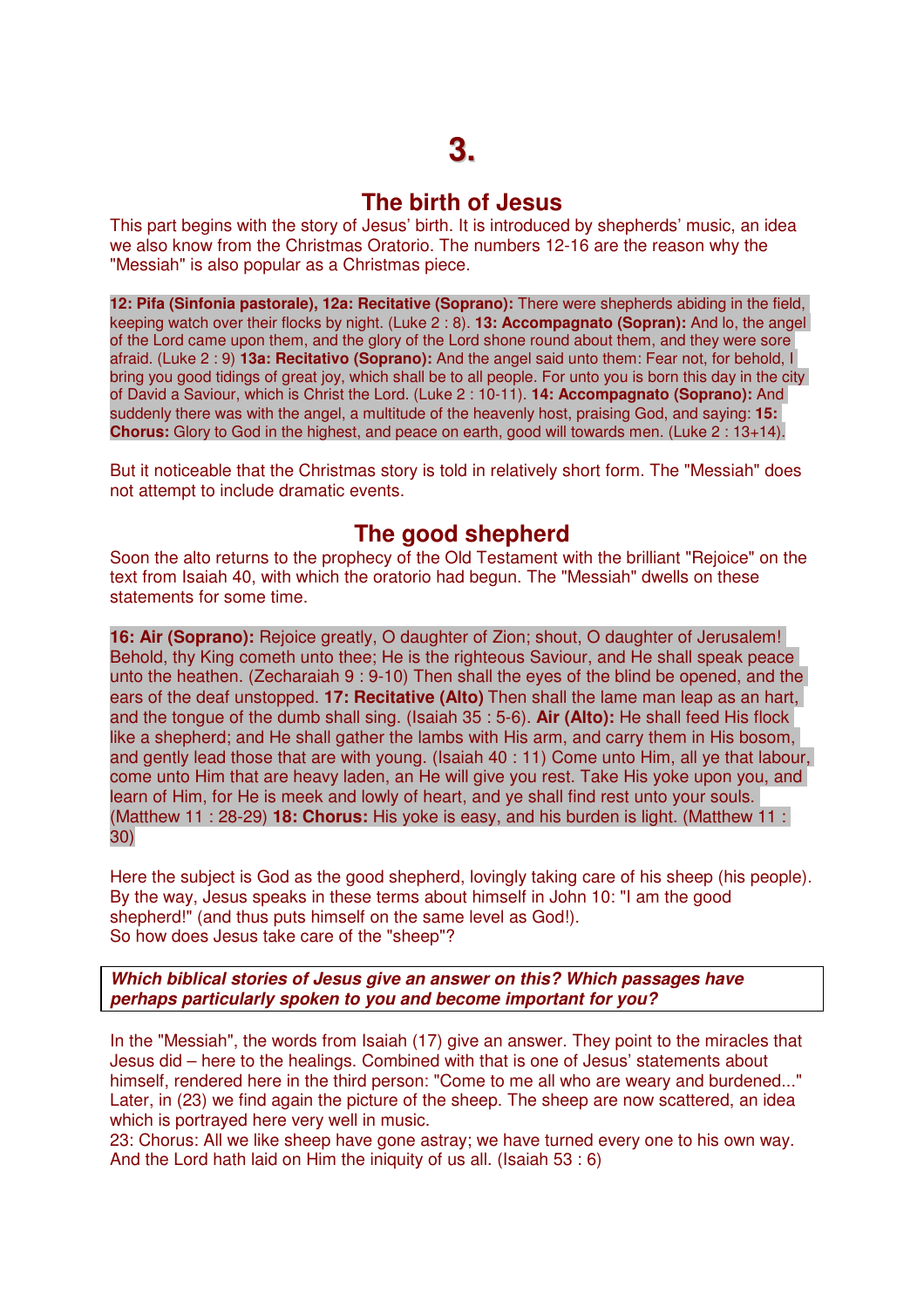# 3.

## The birth of Jesus

This part begins with the story of Jesus' birth. It is introduced by shepherds' music, an idea we also know from the Christmas Oratorio. The numbers 12-16 are the reason why the "Messiah" is also popular as a Christmas piece.

**12: Pifa (Sinfonia pastorale), 12a: Recitative (Soprano):** There were shepherds abiding in the field, keeping watch over their flocks by night. (Luke 2 : 8). **13: Accompagnato (Sopran):** And lo, the angel of the Lord came upon them, and the glory of the Lord shone round about them, and they were sore afraid. (Luke 2 : 9) **13a: Recitativo (Soprano):** And the angel said unto them: Fear not, for behold, I bring you good tidings of great joy, which shall be to all people. For unto you is born this day in the city of David a Saviour, which is Christ the Lord. (Luke 2 : 10-11). **14: Accompagnato (Soprano):** And suddenly there was with the angel, a multitude of the heavenly host, praising God, and saying: **15: Chorus:** Glory to God in the highest, and peace on earth, good will towards men. (Luke 2 : 13+14).

But it noticeable that the Christmas story is told in relatively short form. The "Messiah" does not attempt to include dramatic events.

## The good shepherd

Soon the alto returns to the prophecy of the Old Testament with the brilliant "Rejoice" on the text from Isaiah 40, with which the oratorio had begun. The "Messiah" dwells on these statements for some time.

**16: Air (Soprano):** Rejoice greatly, O daughter of Zion; shout, O daughter of Jerusalem! Behold, thy King cometh unto thee; He is the righteous Saviour, and He shall speak peace unto the heathen. (Zecharaiah 9 : 9-10) Then shall the eyes of the blind be opened, and the ears of the deaf unstopped. **17: Recitative (Alto)** Then shall the lame man leap as an hart, and the tongue of the dumb shall sing. (Isaiah 35 : 5-6). **Air (Alto):** He shall feed His flock like a shepherd; and He shall gather the lambs with His arm, and carry them in His bosom, and gently lead those that are with young. (Isaiah 40 : 11) Come unto Him, all ye that labour, come unto Him that are heavy laden, an He will give you rest. Take His yoke upon you, and learn of Him, for He is meek and lowly of heart, and ye shall find rest unto your souls. (Matthew 11 : 28-29) **18: Chorus:** His yoke is easy, and his burden is light. (Matthew 11 : 30)

Here the subject is God as the good shepherd, lovingly taking care of his sheep (his people). By the way, Jesus speaks in these terms about himself in John 10: "I am the good shepherd!" (and thus puts himself on the same level as God!).
So how does Jesus take care of the "sheep"?

***Which biblical stories of Jesus give an answer on this? Which passages have perhaps particularly spoken to you and become important for you?***

In the "Messiah", the words from Isaiah (17) give an answer. They point to the miracles that Jesus did – here to the healings. Combined with that is one of Jesus' statements about himself, rendered here in the third person: "Come to me all who are weary and burdened..." Later, in (23) we find again the picture of the sheep. The sheep are now scattered, an idea which is portrayed here very well in music.
23: Chorus: All we like sheep have gone astray; we have turned every one to his own way. And the Lord hath laid on Him the iniquity of us all. (Isaiah 53 : 6)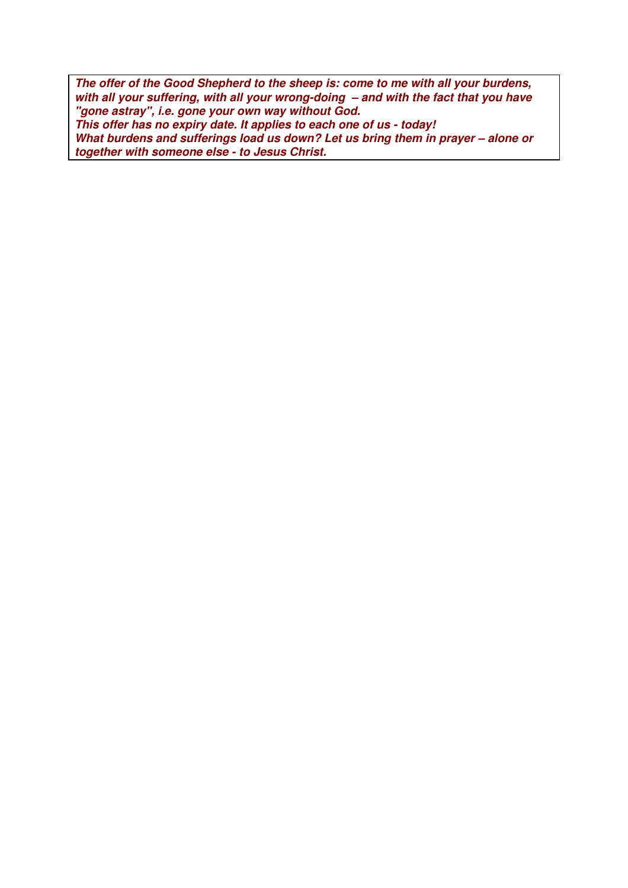***The offer of the Good Shepherd to the sheep is: come to me with all your burdens, with all your suffering, with all your wrong-doing – and with the fact that you have "gone astray", i.e. gone your own way without God.***
***This offer has no expiry date. It applies to each one of us - today!***
***What burdens and sufferings load us down? Let us bring them in prayer – alone or together with someone else - to Jesus Christ.***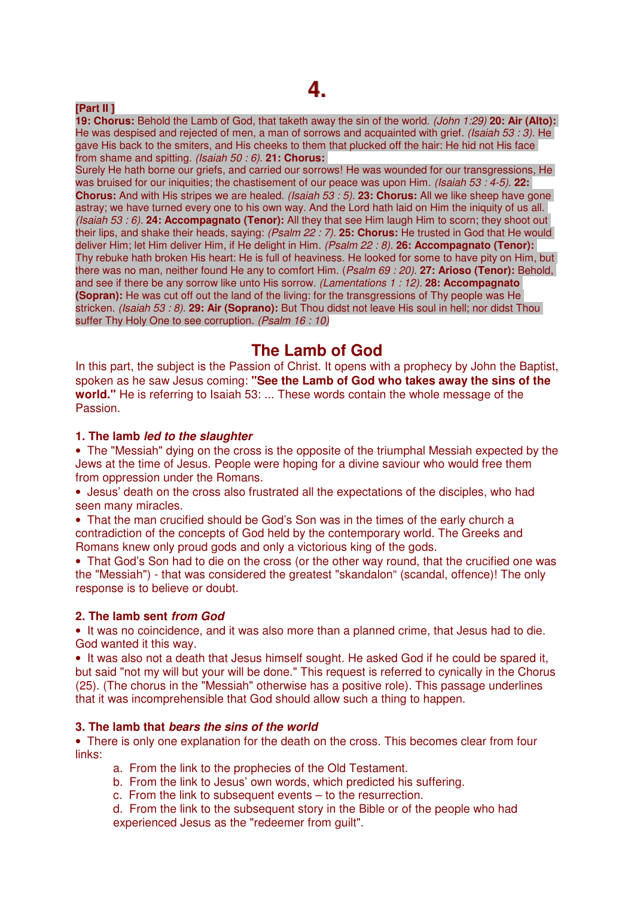# 4.

**[Part II ]**

**19: Chorus:** Behold the Lamb of God, that taketh away the sin of the world. *(John 1:29)* **20: Air (Alto):** He was despised and rejected of men, a man of sorrows and acquainted with grief. *(Isaiah 53 : 3).* He gave His back to the smiters, and His cheeks to them that plucked off the hair: He hid not His face from shame and spitting. *(Isaiah 50 : 6).* **21: Chorus:** Surely He hath borne our griefs, and carried our sorrows! He was wounded for our transgressions, He was bruised for our iniquities; the chastisement of our peace was upon Him. *(Isaiah 53 : 4-5).* **22: Chorus:** And with His stripes we are healed. *(Isaiah 53 : 5).* **23: Chorus:** All we like sheep have gone astray; we have turned every one to his own way. And the Lord hath laid on Him the iniquity of us all. *(Isaiah 53 : 6).* **24: Accompagnato (Tenor):** All they that see Him laugh Him to scorn; they shoot out their lips, and shake their heads, saying: *(Psalm 22 : 7).* **25: Chorus:** He trusted in God that He would deliver Him; let Him deliver Him, if He delight in Him. *(Psalm 22 : 8).* **26: Accompagnato (Tenor):** Thy rebuke hath broken His heart: He is full of heaviness. He looked for some to have pity on Him, but there was no man, neither found He any to comfort Him. (*Psalm 69 : 20).* **27: Arioso (Tenor):** Behold, and see if there be any sorrow like unto His sorrow. *(Lamentations 1 : 12).* **28: Accompagnato (Sopran):** He was cut off out the land of the living: for the transgressions of Thy people was He stricken. *(Isaiah 53 : 8).* **29: Air (Soprano):** But Thou didst not leave His soul in hell; nor didst Thou suffer Thy Holy One to see corruption. *(Psalm 16 : 10)*

## The Lamb of God

In this part, the subject is the Passion of Christ. It opens with a prophecy by John the Baptist, spoken as he saw Jesus coming: **"See the Lamb of God who takes away the sins of the world."** He is referring to Isaiah 53: ... These words contain the whole message of the Passion.

### 1. The lamb *led to the slaughter*

- The "Messiah" dying on the cross is the opposite of the triumphal Messiah expected by the Jews at the time of Jesus. People were hoping for a divine saviour who would free them from oppression under the Romans.
- Jesus' death on the cross also frustrated all the expectations of the disciples, who had seen many miracles.
- That the man crucified should be God's Son was in the times of the early church a contradiction of the concepts of God held by the contemporary world. The Greeks and Romans knew only proud gods and only a victorious king of the gods.
- That God's Son had to die on the cross (or the other way round, that the crucified one was the "Messiah") - that was considered the greatest "skandalon" (scandal, offence)! The only response is to believe or doubt.

### 2. The lamb sent *from God*

- It was no coincidence, and it was also more than a planned crime, that Jesus had to die. God wanted it this way.
- It was also not a death that Jesus himself sought. He asked God if he could be spared it, but said "not my will but your will be done." This request is referred to cynically in the Chorus (25). (The chorus in the "Messiah" otherwise has a positive role). This passage underlines that it was incomprehensible that God should allow such a thing to happen.

### 3. The lamb that *bears the sins of the world*

- There is only one explanation for the death on the cross. This becomes clear from four links:
  a. From the link to the prophecies of the Old Testament.
  b. From the link to Jesus' own words, which predicted his suffering.
  c. From the link to subsequent events – to the resurrection.
  d. From the link to the subsequent story in the Bible or of the people who had experienced Jesus as the "redeemer from guilt".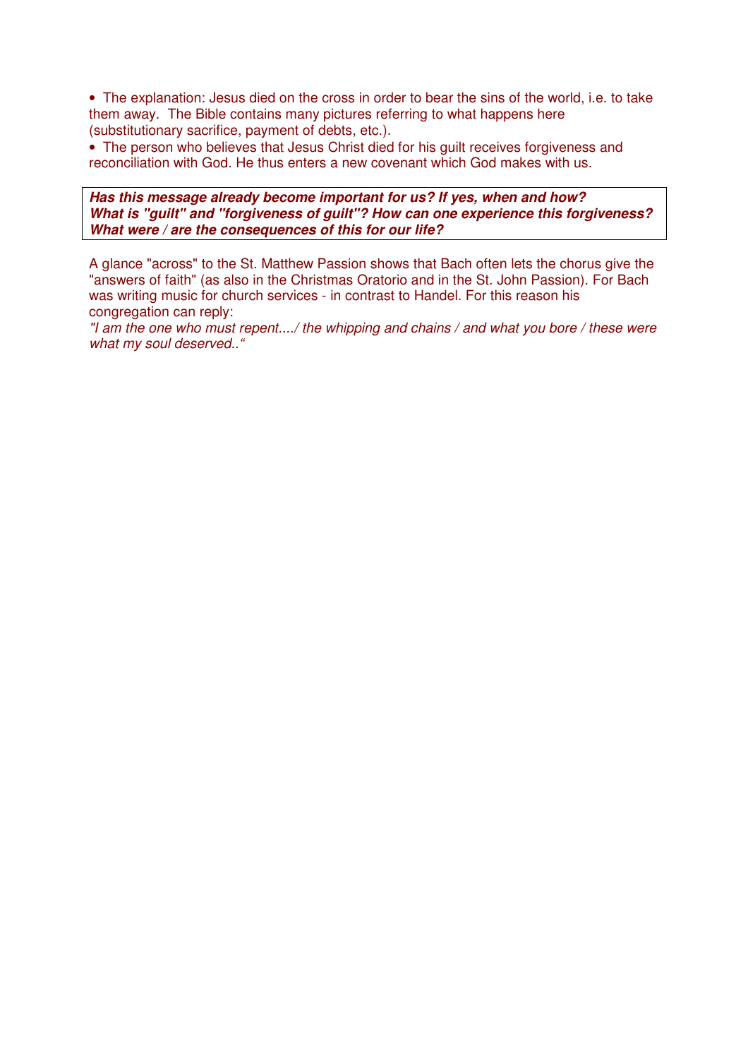- The explanation: Jesus died on the cross in order to bear the sins of the world, i.e. to take them away. The Bible contains many pictures referring to what happens here (substitutionary sacrifice, payment of debts, etc.).
- The person who believes that Jesus Christ died for his guilt receives forgiveness and reconciliation with God. He thus enters a new covenant which God makes with us.

> ***Has this message already become important for us? If yes, when and how?***
> ***What is "guilt" and "forgiveness of guilt"? How can one experience this forgiveness?***
> ***What were / are the consequences of this for our life?***

A glance "across" to the St. Matthew Passion shows that Bach often lets the chorus give the "answers of faith" (as also in the Christmas Oratorio and in the St. John Passion). For Bach was writing music for church services - in contrast to Handel. For this reason his congregation can reply:

*"I am the one who must repent..../ the whipping and chains / and what you bore / these were what my soul deserved.."*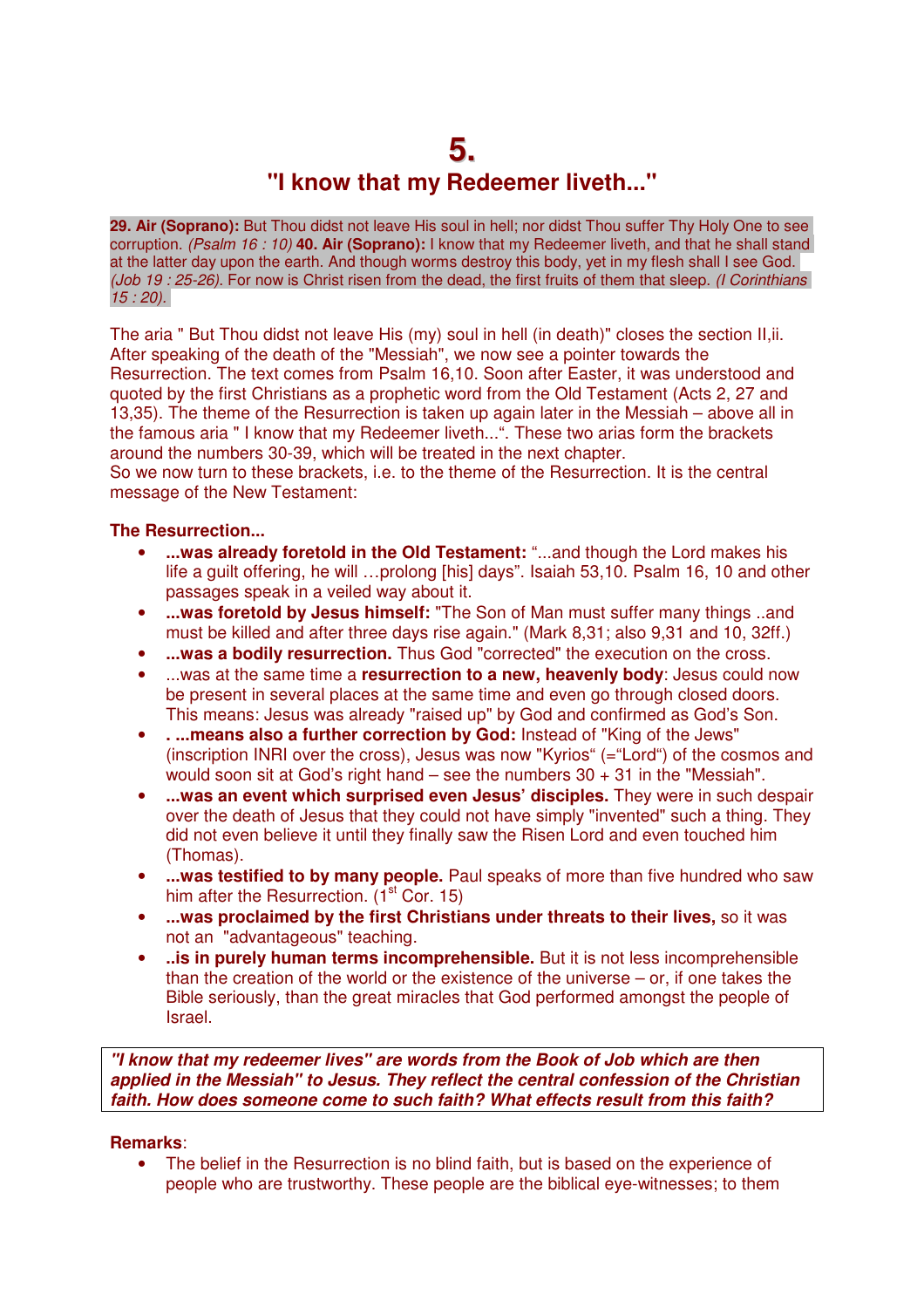# 5.
## "I know that my Redeemer liveth..."

**29. Air (Soprano):** But Thou didst not leave His soul in hell; nor didst Thou suffer Thy Holy One to see corruption. *(Psalm 16 : 10)* **40. Air (Soprano):** I know that my Redeemer liveth, and that he shall stand at the latter day upon the earth. And though worms destroy this body, yet in my flesh shall I see God. *(Job 19 : 25-26)*. For now is Christ risen from the dead, the first fruits of them that sleep. *(I Corinthians 15 : 20).*

The aria " But Thou didst not leave His (my) soul in hell (in death)" closes the section II,ii. After speaking of the death of the "Messiah", we now see a pointer towards the Resurrection. The text comes from Psalm 16,10. Soon after Easter, it was understood and quoted by the first Christians as a prophetic word from the Old Testament (Acts 2, 27 and 13,35). The theme of the Resurrection is taken up again later in the Messiah – above all in the famous aria " I know that my Redeemer liveth...". These two arias form the brackets around the numbers 30-39, which will be treated in the next chapter.
So we now turn to these brackets, i.e. to the theme of the Resurrection. It is the central message of the New Testament:

**The Resurrection...**

- **...was already foretold in the Old Testament:** "...and though the Lord makes his life a guilt offering, he will …prolong [his] days". Isaiah 53,10. Psalm 16, 10 and other passages speak in a veiled way about it.
- **...was foretold by Jesus himself:** "The Son of Man must suffer many things ..and must be killed and after three days rise again." (Mark 8,31; also 9,31 and 10, 32ff.)
- **...was a bodily resurrection.** Thus God "corrected" the execution on the cross.
- ...was at the same time a **resurrection to a new, heavenly body**: Jesus could now be present in several places at the same time and even go through closed doors. This means: Jesus was already "raised up" by God and confirmed as God's Son.
- **. ...means also a further correction by God:** Instead of "King of the Jews" (inscription INRI over the cross), Jesus was now "Kyrios" (="Lord") of the cosmos and would soon sit at God's right hand – see the numbers 30 + 31 in the "Messiah".
- **...was an event which surprised even Jesus' disciples.** They were in such despair over the death of Jesus that they could not have simply "invented" such a thing. They did not even believe it until they finally saw the Risen Lord and even touched him (Thomas).
- **...was testified to by many people.** Paul speaks of more than five hundred who saw him after the Resurrection. (1st Cor. 15)
- **...was proclaimed by the first Christians under threats to their lives,** so it was not an "advantageous" teaching.
- **..is in purely human terms incomprehensible.** But it is not less incomprehensible than the creation of the world or the existence of the universe – or, if one takes the Bible seriously, than the great miracles that God performed amongst the people of Israel.

***"I know that my redeemer lives" are words from the Book of Job which are then applied in the Messiah" to Jesus. They reflect the central confession of the Christian faith. How does someone come to such faith? What effects result from this faith?***

**Remarks**:

- The belief in the Resurrection is no blind faith, but is based on the experience of people who are trustworthy. These people are the biblical eye-witnesses; to them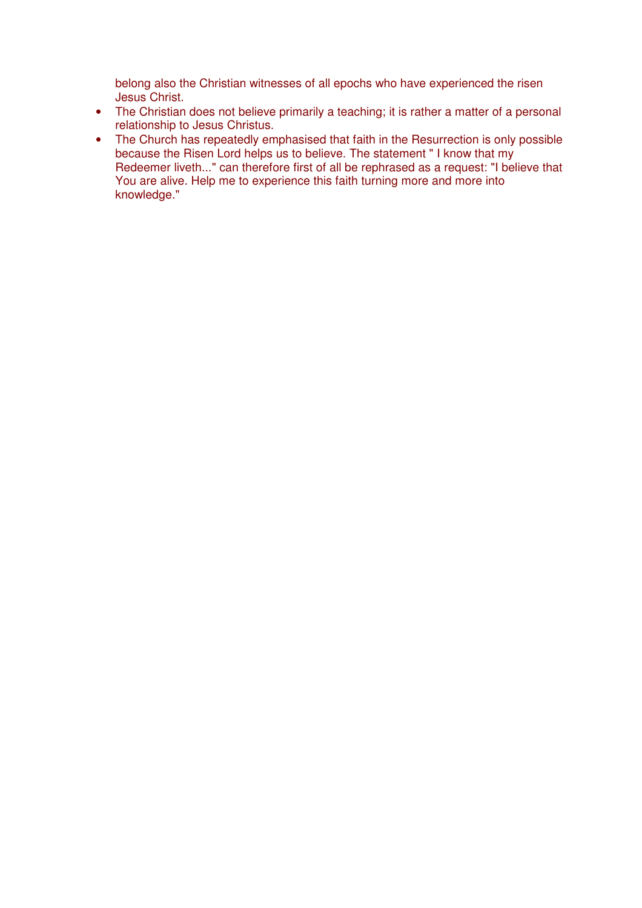belong also the Christian witnesses of all epochs who have experienced the risen Jesus Christ.

- The Christian does not believe primarily a teaching; it is rather a matter of a personal relationship to Jesus Christus.
- The Church has repeatedly emphasised that faith in the Resurrection is only possible because the Risen Lord helps us to believe. The statement " I know that my Redeemer liveth..." can therefore first of all be rephrased as a request: "I believe that You are alive. Help me to experience this faith turning more and more into knowledge."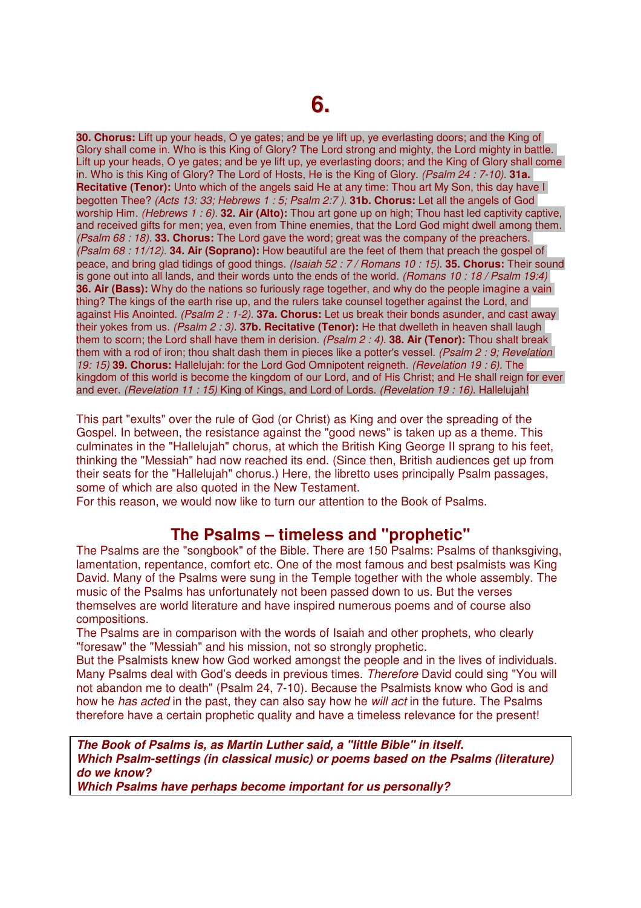# 6.

**30. Chorus:** Lift up your heads, O ye gates; and be ye lift up, ye everlasting doors; and the King of Glory shall come in. Who is this King of Glory? The Lord strong and mighty, the Lord mighty in battle. Lift up your heads, O ye gates; and be ye lift up, ye everlasting doors; and the King of Glory shall come in. Who is this King of Glory? The Lord of Hosts, He is the King of Glory. *(Psalm 24 : 7-10).* **31a. Recitative (Tenor):** Unto which of the angels said He at any time: Thou art My Son, this day have I begotten Thee? *(Acts 13: 33; Hebrews 1 : 5; Psalm 2:7 ).* **31b. Chorus:** Let all the angels of God worship Him. *(Hebrews 1 : 6).* **32. Air (Alto):** Thou art gone up on high; Thou hast led captivity captive, and received gifts for men; yea, even from Thine enemies, that the Lord God might dwell among them. *(Psalm 68 : 18).* **33. Chorus:** The Lord gave the word; great was the company of the preachers. *(Psalm 68 : 11/12).* **34. Air (Soprano):** How beautiful are the feet of them that preach the gospel of peace, and bring glad tidings of good things. *(Isaiah 52 : 7 / Romans 10 : 15).* **35. Chorus:** Their sound is gone out into all lands, and their words unto the ends of the world. *(Romans 10 : 18 / Psalm 19:4)* **36. Air (Bass):** Why do the nations so furiously rage together, and why do the people imagine a vain thing? The kings of the earth rise up, and the rulers take counsel together against the Lord, and against His Anointed. *(Psalm 2 : 1-2).* **37a. Chorus:** Let us break their bonds asunder, and cast away their yokes from us. *(Psalm 2 : 3).* **37b. Recitative (Tenor):** He that dwelleth in heaven shall laugh them to scorn; the Lord shall have them in derision. *(Psalm 2 : 4).* **38. Air (Tenor):** Thou shalt break them with a rod of iron; thou shalt dash them in pieces like a potter's vessel. *(Psalm 2 : 9; Revelation 19: 15)* **39. Chorus:** Hallelujah: for the Lord God Omnipotent reigneth. *(Revelation 19 : 6).* The kingdom of this world is become the kingdom of our Lord, and of His Christ; and He shall reign for ever and ever. *(Revelation 11 : 15)* King of Kings, and Lord of Lords. *(Revelation 19 : 16).* Hallelujah!

This part "exults" over the rule of God (or Christ) as King and over the spreading of the Gospel. In between, the resistance against the "good news" is taken up as a theme. This culminates in the "Hallelujah" chorus, at which the British King George II sprang to his feet, thinking the "Messiah" had now reached its end. (Since then, British audiences get up from their seats for the "Hallelujah" chorus.) Here, the libretto uses principally Psalm passages, some of which are also quoted in the New Testament.
For this reason, we would now like to turn our attention to the Book of Psalms.

## The Psalms – timeless and "prophetic"

The Psalms are the "songbook" of the Bible. There are 150 Psalms: Psalms of thanksgiving, lamentation, repentance, comfort etc. One of the most famous and best psalmists was King David. Many of the Psalms were sung in the Temple together with the whole assembly. The music of the Psalms has unfortunately not been passed down to us. But the verses themselves are world literature and have inspired numerous poems and of course also compositions.
The Psalms are in comparison with the words of Isaiah and other prophets, who clearly "foresaw" the "Messiah" and his mission, not so strongly prophetic.
But the Psalmists knew how God worked amongst the people and in the lives of individuals. Many Psalms deal with God's deeds in previous times. *Therefore* David could sing "You will not abandon me to death" (Psalm 24, 7-10). Because the Psalmists know who God is and how he *has acted* in the past, they can also say how he *will act* in the future. The Psalms therefore have a certain prophetic quality and have a timeless relevance for the present!

***The Book of Psalms is, as Martin Luther said, a "little Bible" in itself.***
***Which Psalm-settings (in classical music) or poems based on the Psalms (literature) do we know?***
***Which Psalms have perhaps become important for us personally?***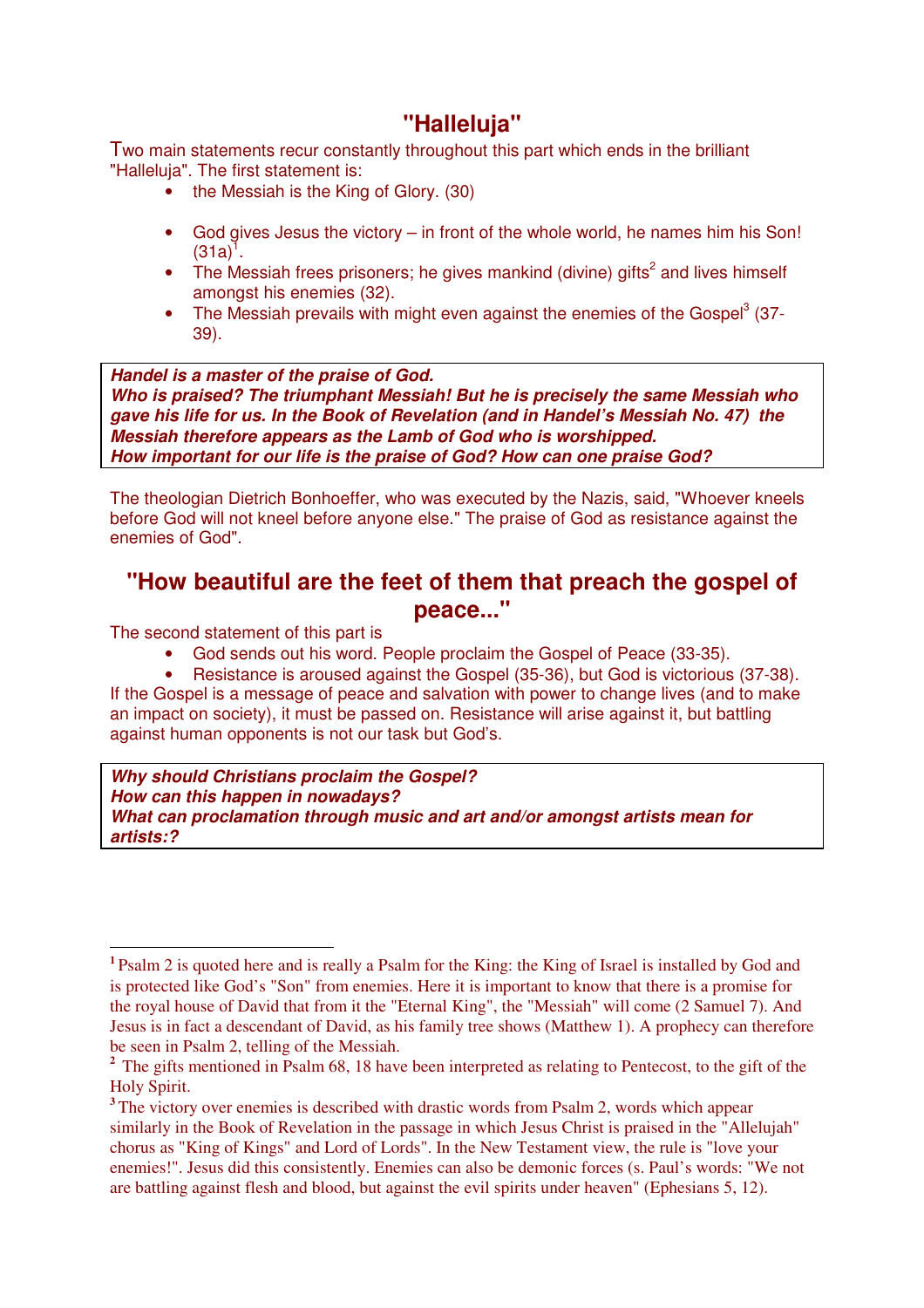## "Halleluja"

Two main statements recur constantly throughout this part which ends in the brilliant "Halleluja". The first statement is:

- the Messiah is the King of Glory. (30)

- God gives Jesus the victory – in front of the whole world, he names him his Son! (31a)[1].
- The Messiah frees prisoners; he gives mankind (divine) gifts[2] and lives himself amongst his enemies (32).
- The Messiah prevails with might even against the enemies of the Gospel[3] (37-39).

***Handel is a master of the praise of God.***
***Who is praised? The triumphant Messiah! But he is precisely the same Messiah who gave his life for us. In the Book of Revelation (and in Handel's Messiah No. 47) the Messiah therefore appears as the Lamb of God who is worshipped.***
***How important for our life is the praise of God? How can one praise God?***

The theologian Dietrich Bonhoeffer, who was executed by the Nazis, said, "Whoever kneels before God will not kneel before anyone else." The praise of God as resistance against the enemies of God".

## "How beautiful are the feet of them that preach the gospel of peace..."

The second statement of this part is

- God sends out his word. People proclaim the Gospel of Peace (33-35).
- Resistance is aroused against the Gospel (35-36), but God is victorious (37-38).

If the Gospel is a message of peace and salvation with power to change lives (and to make an impact on society), it must be passed on. Resistance will arise against it, but battling against human opponents is not our task but God's.

***Why should Christians proclaim the Gospel?***
***How can this happen in nowadays?***
***What can proclamation through music and art and/or amongst artists mean for artists:?***

---

[1] Psalm 2 is quoted here and is really a Psalm for the King: the King of Israel is installed by God and is protected like God's "Son" from enemies. Here it is important to know that there is a promise for the royal house of David that from it the "Eternal King", the "Messiah" will come (2 Samuel 7). And Jesus is in fact a descendant of David, as his family tree shows (Matthew 1). A prophecy can therefore be seen in Psalm 2, telling of the Messiah.

[2] The gifts mentioned in Psalm 68, 18 have been interpreted as relating to Pentecost, to the gift of the Holy Spirit.

[3] The victory over enemies is described with drastic words from Psalm 2, words which appear similarly in the Book of Revelation in the passage in which Jesus Christ is praised in the "Allelujah" chorus as "King of Kings" and Lord of Lords". In the New Testament view, the rule is "love your enemies!". Jesus did this consistently. Enemies can also be demonic forces (s. Paul's words: "We not are battling against flesh and blood, but against the evil spirits under heaven" (Ephesians 5, 12).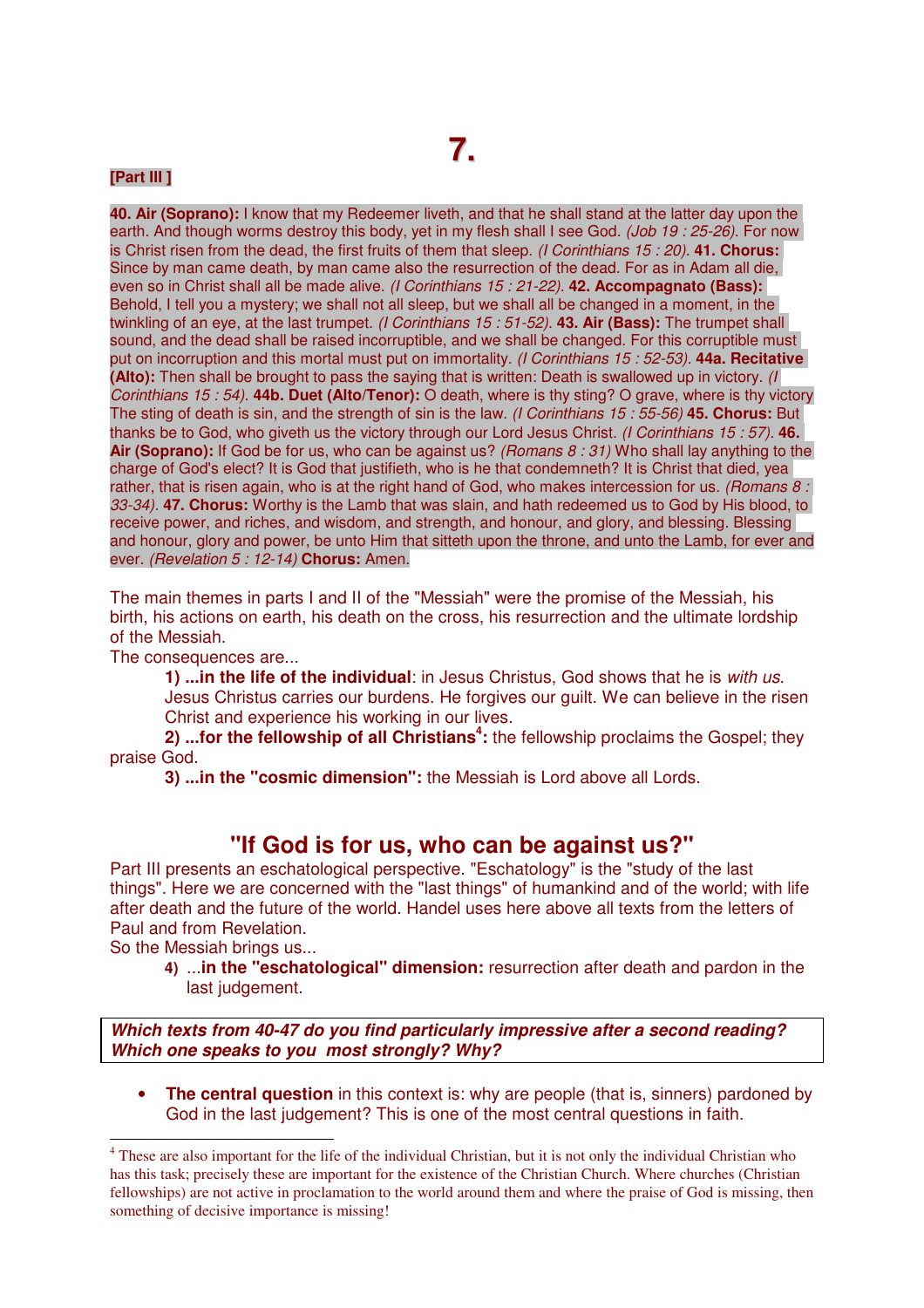# 7.

**[Part III ]**

**40. Air (Soprano):** I know that my Redeemer liveth, and that he shall stand at the latter day upon the earth. And though worms destroy this body, yet in my flesh shall I see God. *(Job 19 : 25-26).* For now is Christ risen from the dead, the first fruits of them that sleep. *(I Corinthians 15 : 20).* **41. Chorus:** Since by man came death, by man came also the resurrection of the dead. For as in Adam all die, even so in Christ shall all be made alive. *(I Corinthians 15 : 21-22).* **42. Accompagnato (Bass):** Behold, I tell you a mystery; we shall not all sleep, but we shall all be changed in a moment, in the twinkling of an eye, at the last trumpet. *(I Corinthians 15 : 51-52).* **43. Air (Bass):** The trumpet shall sound, and the dead shall be raised incorruptible, and we shall be changed. For this corruptible must put on incorruption and this mortal must put on immortality. *(I Corinthians 15 : 52-53).* **44a. Recitative (Alto):** Then shall be brought to pass the saying that is written: Death is swallowed up in victory. *(I Corinthians 15 : 54).* **44b. Duet (Alto/Tenor):** O death, where is thy sting? O grave, where is thy victory The sting of death is sin, and the strength of sin is the law. *(I Corinthians 15 : 55-56)* **45. Chorus:** But thanks be to God, who giveth us the victory through our Lord Jesus Christ. *(I Corinthians 15 : 57).* **46. Air (Soprano):** If God be for us, who can be against us? *(Romans 8 : 31)* Who shall lay anything to the charge of God's elect? It is God that justifieth, who is he that condemneth? It is Christ that died, yea rather, that is risen again, who is at the right hand of God, who makes intercession for us. *(Romans 8 : 33-34).* **47. Chorus:** Worthy is the Lamb that was slain, and hath redeemed us to God by His blood, to receive power, and riches, and wisdom, and strength, and honour, and glory, and blessing. Blessing and honour, glory and power, be unto Him that sitteth upon the throne, and unto the Lamb, for ever and ever. *(Revelation 5 : 12-14)* **Chorus:** Amen.

The main themes in parts I and II of the "Messiah" were the promise of the Messiah, his birth, his actions on earth, his death on the cross, his resurrection and the ultimate lordship of the Messiah.

The consequences are...

**1) ...in the life of the individual**: in Jesus Christus, God shows that he is *with us*. Jesus Christus carries our burdens. He forgives our guilt. We can believe in the risen Christ and experience his working in our lives.

**2) ...for the fellowship of all Christians[4]:** the fellowship proclaims the Gospel; they praise God.

**3) ...in the "cosmic dimension":** the Messiah is Lord above all Lords.

## "If God is for us, who can be against us?"

Part III presents an eschatological perspective. "Eschatology" is the "study of the last things". Here we are concerned with the "last things" of humankind and of the world; with life after death and the future of the world. Handel uses here above all texts from the letters of Paul and from Revelation.

So the Messiah brings us...

4) ...**in the "eschatological" dimension:** resurrection after death and pardon in the last judgement.

***Which texts from 40-47 do you find particularly impressive after a second reading? Which one speaks to you most strongly? Why?***

- **The central question** in this context is: why are people (that is, sinners) pardoned by God in the last judgement? This is one of the most central questions in faith.

[4] These are also important for the life of the individual Christian, but it is not only the individual Christian who has this task; precisely these are important for the existence of the Christian Church. Where churches (Christian fellowships) are not active in proclamation to the world around them and where the praise of God is missing, then something of decisive importance is missing!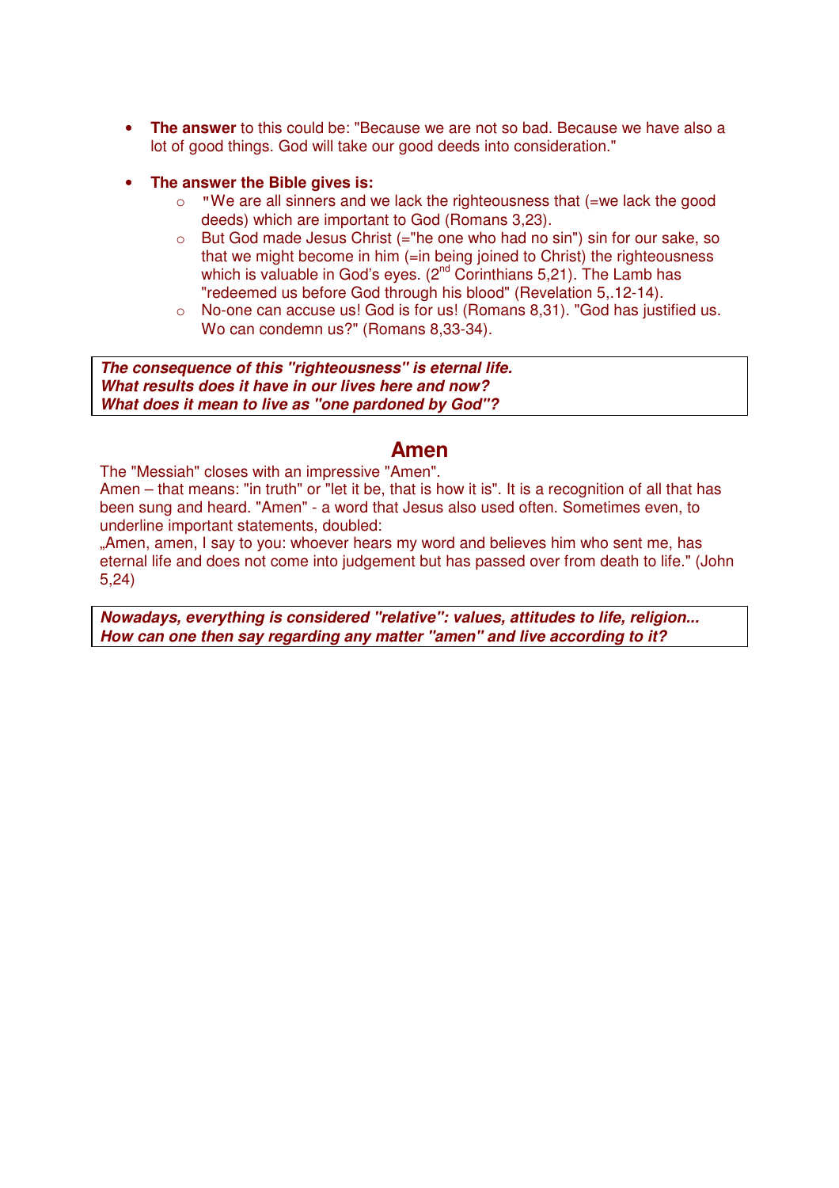- **The answer** to this could be: "Because we are not so bad. Because we have also a lot of good things. God will take our good deeds into consideration."

- **The answer the Bible gives is:**
  - "We are all sinners and we lack the righteousness that (=we lack the good deeds) which are important to God (Romans 3,23).
  - But God made Jesus Christ (="he one who had no sin") sin for our sake, so that we might become in him (=in being joined to Christ) the righteousness which is valuable in God's eyes. (2nd Corinthians 5,21). The Lamb has "redeemed us before God through his blood" (Revelation 5,.12-14).
  - No-one can accuse us! God is for us! (Romans 8,31). "God has justified us. Wo can condemn us?" (Romans 8,33-34).

> ***The consequence of this "righteousness" is eternal life.***
> ***What results does it have in our lives here and now?***
> ***What does it mean to live as "one pardoned by God"?***

## Amen

The "Messiah" closes with an impressive "Amen".
Amen – that means: "in truth" or "let it be, that is how it is". It is a recognition of all that has been sung and heard. "Amen" - a word that Jesus also used often. Sometimes even, to underline important statements, doubled:
„Amen, amen, I say to you: whoever hears my word and believes him who sent me, has eternal life and does not come into judgement but has passed over from death to life." (John 5,24)

> ***Nowadays, everything is considered "relative": values, attitudes to life, religion...***
> ***How can one then say regarding any matter "amen" and live according to it?***